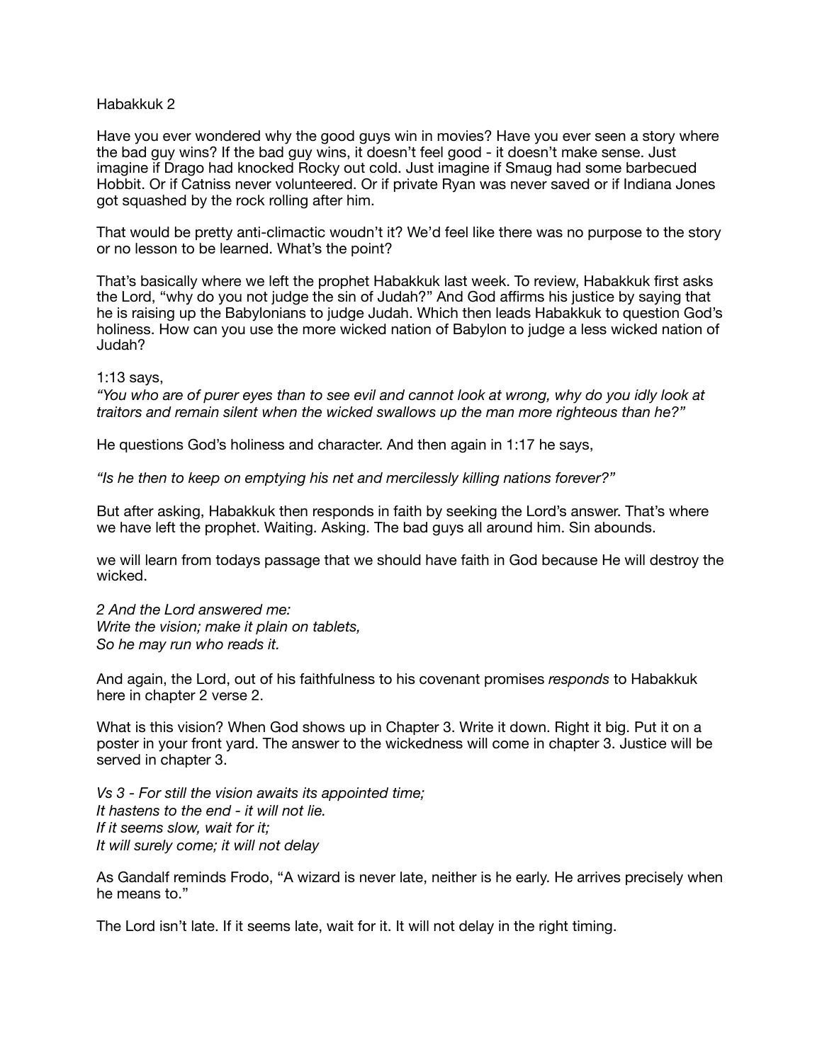Habakkuk 2

Have you ever wondered why the good guys win in movies? Have you ever seen a story where the bad guy wins? If the bad guy wins, it doesn't feel good - it doesn't make sense. Just imagine if Drago had knocked Rocky out cold. Just imagine if Smaug had some barbecued Hobbit. Or if Catniss never volunteered. Or if private Ryan was never saved or if Indiana Jones got squashed by the rock rolling after him.

That would be pretty anti-climactic woudn't it? We'd feel like there was no purpose to the story or no lesson to be learned. What's the point?

That's basically where we left the prophet Habakkuk last week. To review, Habakkuk first asks the Lord, "why do you not judge the sin of Judah?" And God affirms his justice by saying that he is raising up the Babylonians to judge Judah. Which then leads Habakkuk to question God's holiness. How can you use the more wicked nation of Babylon to judge a less wicked nation of Judah?

1:13 says,

*"You who are of purer eyes than to see evil and cannot look at wrong, why do you idly look at traitors and remain silent when the wicked swallows up the man more righteous than he?"*

He questions God's holiness and character. And then again in 1:17 he says,

*"Is he then to keep on emptying his net and mercilessly killing nations forever?"*

But after asking, Habakkuk then responds in faith by seeking the Lord's answer. That's where we have left the prophet. Waiting. Asking. The bad guys all around him. Sin abounds.

we will learn from todays passage that we should have faith in God because He will destroy the wicked.

*2 And the Lord answered me:*
*Write the vision; make it plain on tablets,*
*So he may run who reads it.*

And again, the Lord, out of his faithfulness to his covenant promises *responds* to Habakkuk here in chapter 2 verse 2.

What is this vision? When God shows up in Chapter 3. Write it down. Right it big. Put it on a poster in your front yard. The answer to the wickedness will come in chapter 3. Justice will be served in chapter 3.

*Vs 3 - For still the vision awaits its appointed time;*
*It hastens to the end - it will not lie.*
*If it seems slow, wait for it;*
*It will surely come; it will not delay*

As Gandalf reminds Frodo, "A wizard is never late, neither is he early. He arrives precisely when he means to."

The Lord isn't late. If it seems late, wait for it. It will not delay in the right timing.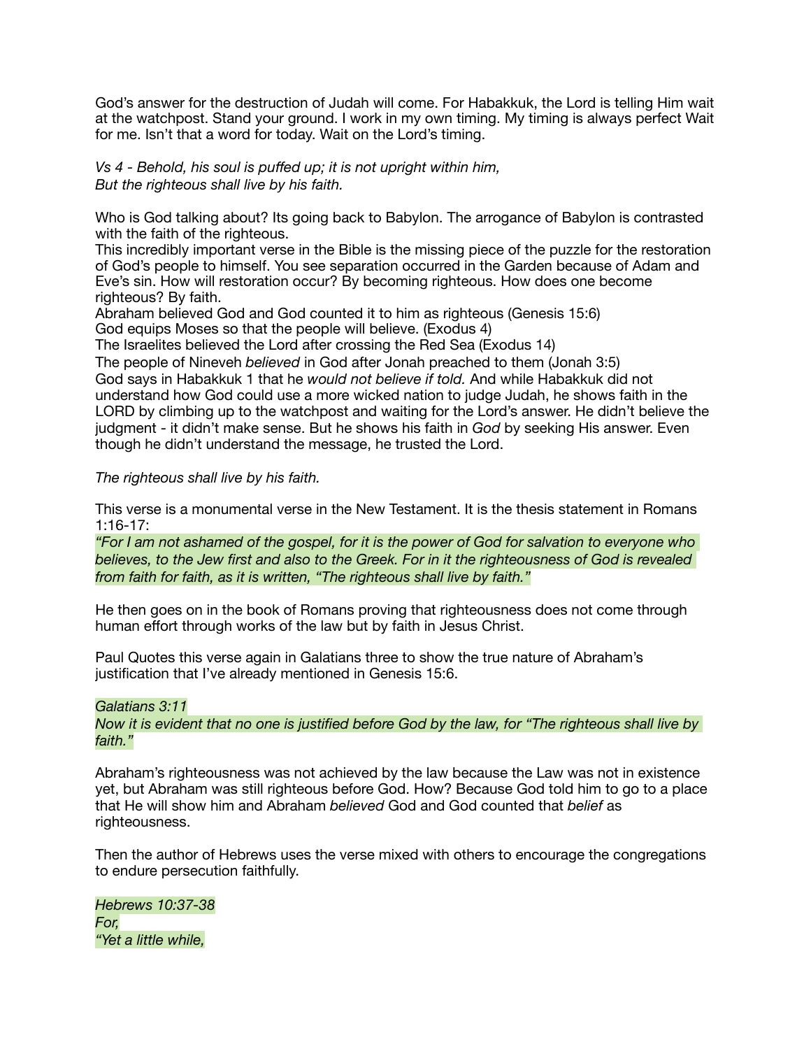God's answer for the destruction of Judah will come. For Habakkuk, the Lord is telling Him wait at the watchpost. Stand your ground. I work in my own timing. My timing is always perfect Wait for me. Isn't that a word for today. Wait on the Lord's timing.

*Vs 4 - Behold, his soul is puffed up; it is not upright within him,*
*But the righteous shall live by his faith.*

Who is God talking about? Its going back to Babylon. The arrogance of Babylon is contrasted with the faith of the righteous.
This incredibly important verse in the Bible is the missing piece of the puzzle for the restoration of God's people to himself. You see separation occurred in the Garden because of Adam and Eve's sin. How will restoration occur? By becoming righteous. How does one become righteous? By faith.
Abraham believed God and God counted it to him as righteous (Genesis 15:6)
God equips Moses so that the people will believe. (Exodus 4)
The Israelites believed the Lord after crossing the Red Sea (Exodus 14)
The people of Nineveh *believed* in God after Jonah preached to them (Jonah 3:5)
God says in Habakkuk 1 that he *would not believe if told.* And while Habakkuk did not understand how God could use a more wicked nation to judge Judah, he shows faith in the LORD by climbing up to the watchpost and waiting for the Lord's answer. He didn't believe the judgment - it didn't make sense. But he shows his faith in *God* by seeking His answer. Even though he didn't understand the message, he trusted the Lord.

*The righteous shall live by his faith.*

This verse is a monumental verse in the New Testament. It is the thesis statement in Romans 1:16-17:
*"For I am not ashamed of the gospel, for it is the power of God for salvation to everyone who believes, to the Jew first and also to the Greek. For in it the righteousness of God is revealed from faith for faith, as it is written, "The righteous shall live by faith."*

He then goes on in the book of Romans proving that righteousness does not come through human effort through works of the law but by faith in Jesus Christ.

Paul Quotes this verse again in Galatians three to show the true nature of Abraham's justification that I've already mentioned in Genesis 15:6.

*Galatians 3:11*
*Now it is evident that no one is justified before God by the law, for "The righteous shall live by faith."*

Abraham's righteousness was not achieved by the law because the Law was not in existence yet, but Abraham was still righteous before God. How? Because God told him to go to a place that He will show him and Abraham *believed* God and God counted that *belief* as righteousness.

Then the author of Hebrews uses the verse mixed with others to encourage the congregations to endure persecution faithfully.

*Hebrews 10:37-38*
*For,*
*"Yet a little while,*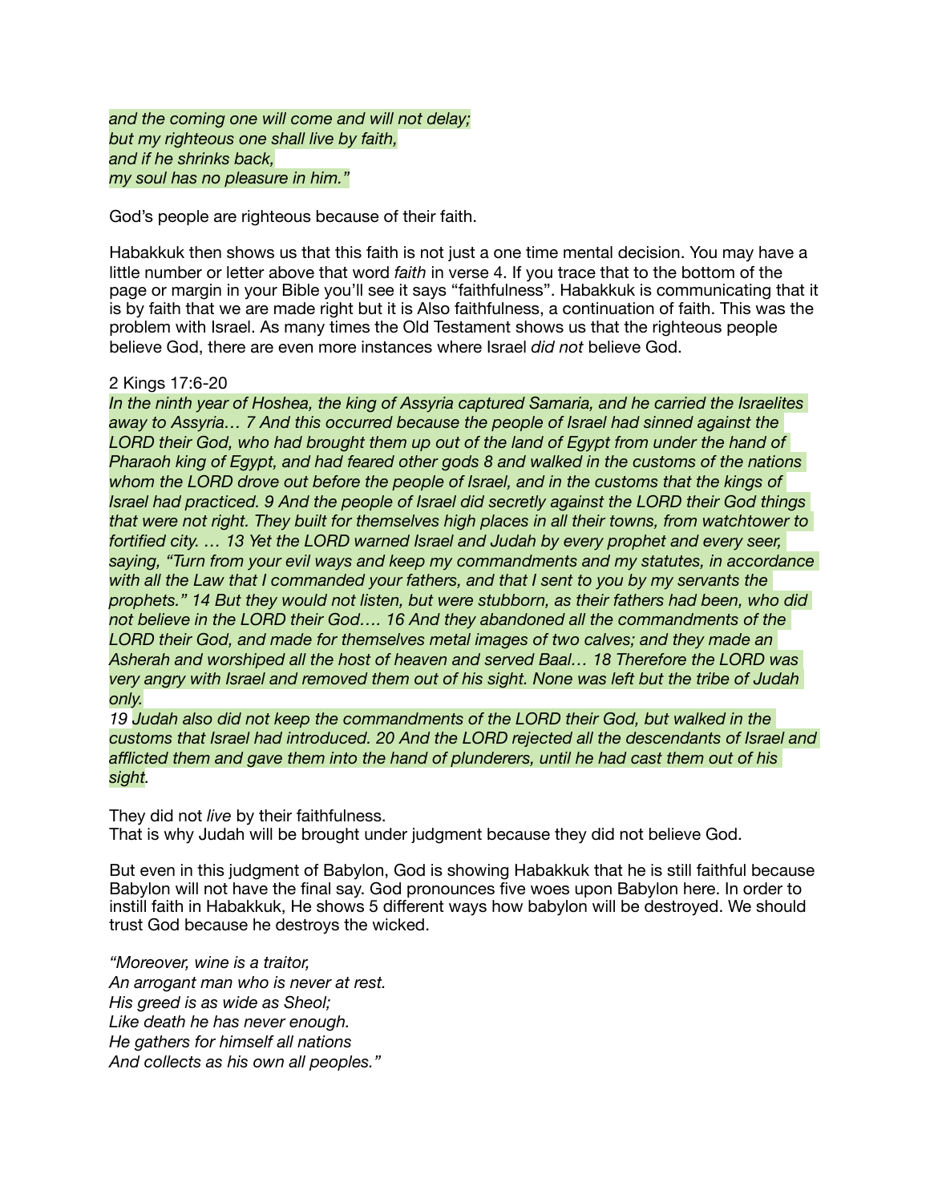*and the coming one will come and will not delay;*
*but my righteous one shall live by faith,*
*and if he shrinks back,*
*my soul has no pleasure in him."*

God's people are righteous because of their faith.

Habakkuk then shows us that this faith is not just a one time mental decision. You may have a little number or letter above that word *faith* in verse 4. If you trace that to the bottom of the page or margin in your Bible you'll see it says "faithfulness". Habakkuk is communicating that it is by faith that we are made right but it is Also faithfulness, a continuation of faith. This was the problem with Israel. As many times the Old Testament shows us that the righteous people believe God, there are even more instances where Israel *did not* believe God.

2 Kings 17:6-20

*In the ninth year of Hoshea, the king of Assyria captured Samaria, and he carried the Israelites away to Assyria… 7 And this occurred because the people of Israel had sinned against the LORD their God, who had brought them up out of the land of Egypt from under the hand of Pharaoh king of Egypt, and had feared other gods 8 and walked in the customs of the nations whom the LORD drove out before the people of Israel, and in the customs that the kings of Israel had practiced. 9 And the people of Israel did secretly against the LORD their God things that were not right. They built for themselves high places in all their towns, from watchtower to fortified city. … 13 Yet the LORD warned Israel and Judah by every prophet and every seer, saying, "Turn from your evil ways and keep my commandments and my statutes, in accordance with all the Law that I commanded your fathers, and that I sent to you by my servants the prophets." 14 But they would not listen, but were stubborn, as their fathers had been, who did not believe in the LORD their God…. 16 And they abandoned all the commandments of the LORD their God, and made for themselves metal images of two calves; and they made an Asherah and worshiped all the host of heaven and served Baal… 18 Therefore the LORD was very angry with Israel and removed them out of his sight. None was left but the tribe of Judah only.*
*19 Judah also did not keep the commandments of the LORD their God, but walked in the customs that Israel had introduced. 20 And the LORD rejected all the descendants of Israel and afflicted them and gave them into the hand of plunderers, until he had cast them out of his sight.*

They did not *live* by their faithfulness.
That is why Judah will be brought under judgment because they did not believe God.

But even in this judgment of Babylon, God is showing Habakkuk that he is still faithful because Babylon will not have the final say. God pronounces five woes upon Babylon here. In order to instill faith in Habakkuk, He shows 5 different ways how babylon will be destroyed. We should trust God because he destroys the wicked.

*"Moreover, wine is a traitor,*
*An arrogant man who is never at rest.*
*His greed is as wide as Sheol;*
*Like death he has never enough.*
*He gathers for himself all nations*
*And collects as his own all peoples."*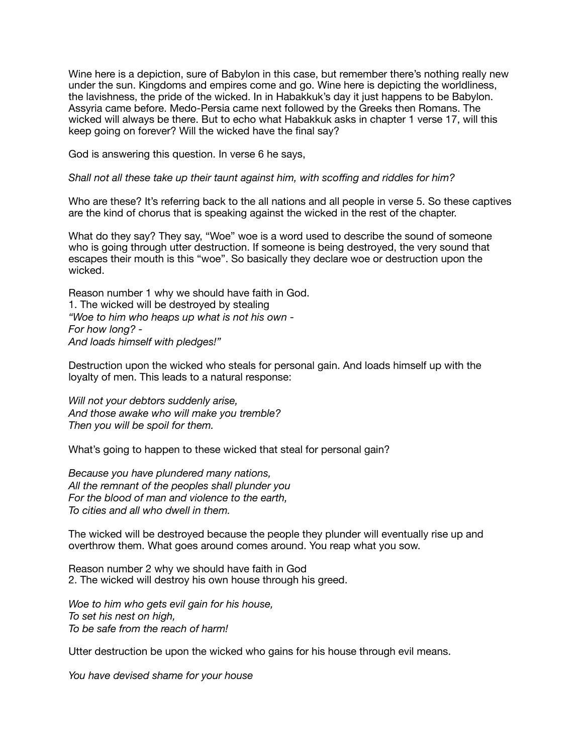Wine here is a depiction, sure of Babylon in this case, but remember there's nothing really new under the sun. Kingdoms and empires come and go. Wine here is depicting the worldliness, the lavishness, the pride of the wicked. In in Habakkuk's day it just happens to be Babylon. Assyria came before. Medo-Persia came next followed by the Greeks then Romans. The wicked will always be there. But to echo what Habakkuk asks in chapter 1 verse 17, will this keep going on forever? Will the wicked have the final say?

God is answering this question. In verse 6 he says,

*Shall not all these take up their taunt against him, with scoffing and riddles for him?*

Who are these? It's referring back to the all nations and all people in verse 5. So these captives are the kind of chorus that is speaking against the wicked in the rest of the chapter.

What do they say? They say, "Woe" woe is a word used to describe the sound of someone who is going through utter destruction. If someone is being destroyed, the very sound that escapes their mouth is this "woe". So basically they declare woe or destruction upon the wicked.

Reason number 1 why we should have faith in God.

1. The wicked will be destroyed by stealing

*"Woe to him who heaps up what is not his own -*
*For how long? -*
*And loads himself with pledges!"*

Destruction upon the wicked who steals for personal gain. And loads himself up with the loyalty of men. This leads to a natural response:

*Will not your debtors suddenly arise,*
*And those awake who will make you tremble?*
*Then you will be spoil for them.*

What's going to happen to these wicked that steal for personal gain?

*Because you have plundered many nations,*
*All the remnant of the peoples shall plunder you*
*For the blood of man and violence to the earth,*
*To cities and all who dwell in them.*

The wicked will be destroyed because the people they plunder will eventually rise up and overthrow them. What goes around comes around. You reap what you sow.

Reason number 2 why we should have faith in God

2. The wicked will destroy his own house through his greed.

*Woe to him who gets evil gain for his house,*
*To set his nest on high,*
*To be safe from the reach of harm!*

Utter destruction be upon the wicked who gains for his house through evil means.

*You have devised shame for your house*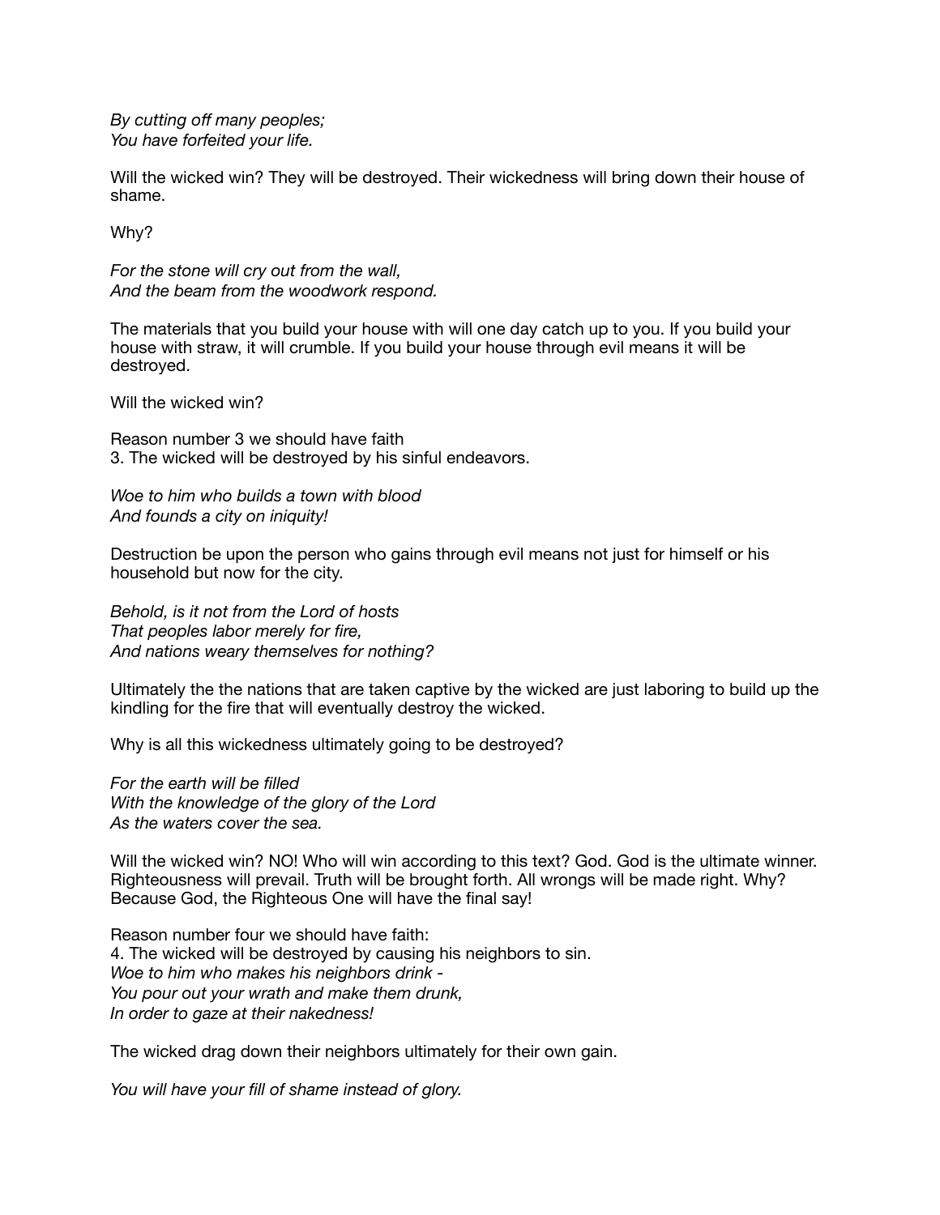*By cutting off many peoples;*
*You have forfeited your life.*

Will the wicked win? They will be destroyed. Their wickedness will bring down their house of shame.

Why?

*For the stone will cry out from the wall,*
*And the beam from the woodwork respond.*

The materials that you build your house with will one day catch up to you. If you build your house with straw, it will crumble. If you build your house through evil means it will be destroyed.

Will the wicked win?

Reason number 3 we should have faith
3. The wicked will be destroyed by his sinful endeavors.

*Woe to him who builds a town with blood*
*And founds a city on iniquity!*

Destruction be upon the person who gains through evil means not just for himself or his household but now for the city.

*Behold, is it not from the Lord of hosts*
*That peoples labor merely for fire,*
*And nations weary themselves for nothing?*

Ultimately the the nations that are taken captive by the wicked are just laboring to build up the kindling for the fire that will eventually destroy the wicked.

Why is all this wickedness ultimately going to be destroyed?

*For the earth will be filled*
*With the knowledge of the glory of the Lord*
*As the waters cover the sea.*

Will the wicked win? NO! Who will win according to this text? God. God is the ultimate winner. Righteousness will prevail. Truth will be brought forth. All wrongs will be made right. Why? Because God, the Righteous One will have the final say!

Reason number four we should have faith:
4. The wicked will be destroyed by causing his neighbors to sin.
*Woe to him who makes his neighbors drink -*
*You pour out your wrath and make them drunk,*
*In order to gaze at their nakedness!*

The wicked drag down their neighbors ultimately for their own gain.

*You will have your fill of shame instead of glory.*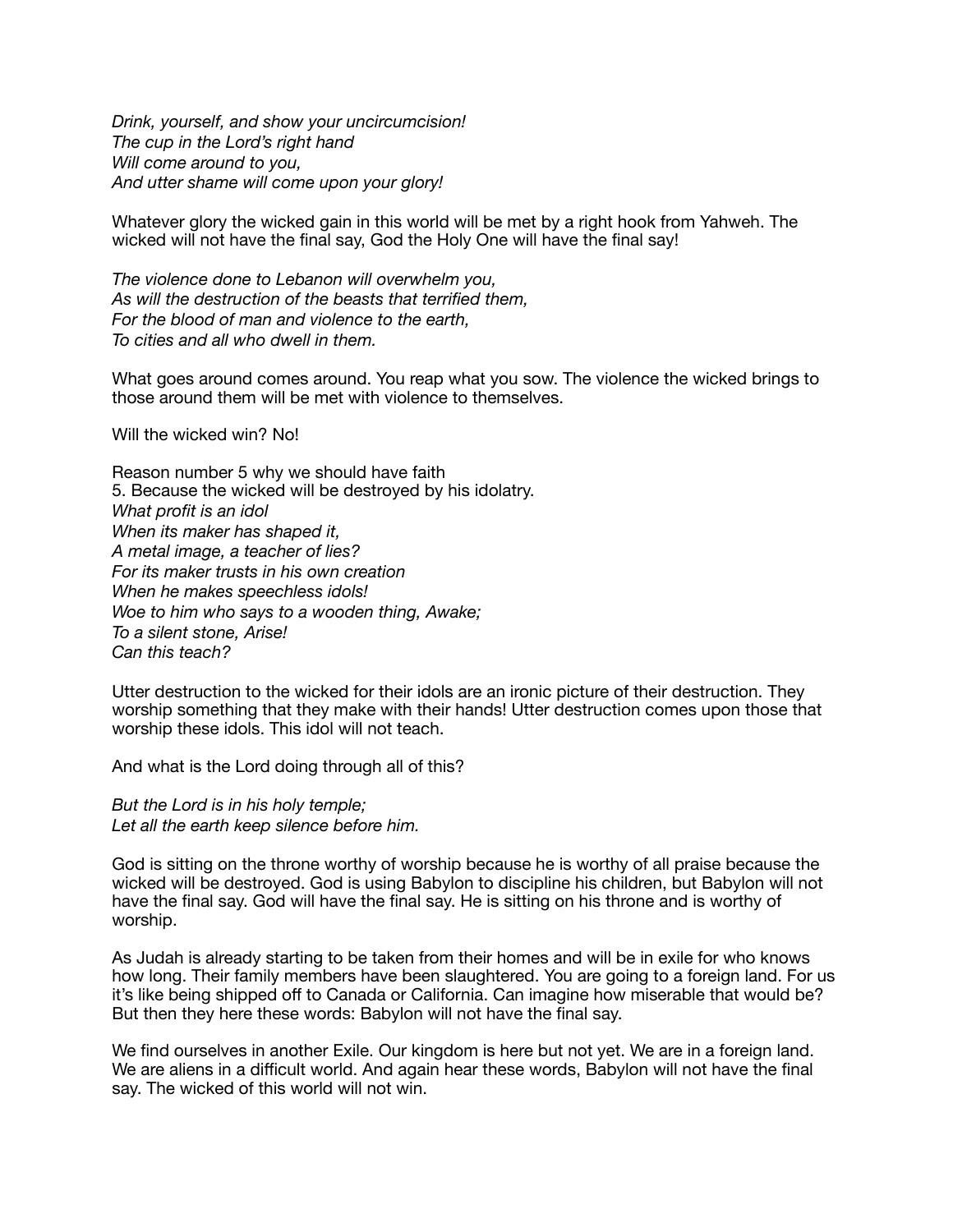*Drink, yourself, and show your uncircumcision!*
*The cup in the Lord's right hand*
*Will come around to you,*
*And utter shame will come upon your glory!*

Whatever glory the wicked gain in this world will be met by a right hook from Yahweh. The wicked will not have the final say, God the Holy One will have the final say!

*The violence done to Lebanon will overwhelm you,*
*As will the destruction of the beasts that terrified them,*
*For the blood of man and violence to the earth,*
*To cities and all who dwell in them.*

What goes around comes around. You reap what you sow. The violence the wicked brings to those around them will be met with violence to themselves.

Will the wicked win? No!

Reason number 5 why we should have faith
5. Because the wicked will be destroyed by his idolatry.
*What profit is an idol*
*When its maker has shaped it,*
*A metal image, a teacher of lies?*
*For its maker trusts in his own creation*
*When he makes speechless idols!*
*Woe to him who says to a wooden thing, Awake;*
*To a silent stone, Arise!*
*Can this teach?*

Utter destruction to the wicked for their idols are an ironic picture of their destruction. They worship something that they make with their hands! Utter destruction comes upon those that worship these idols. This idol will not teach.

And what is the Lord doing through all of this?

*But the Lord is in his holy temple;*
*Let all the earth keep silence before him.*

God is sitting on the throne worthy of worship because he is worthy of all praise because the wicked will be destroyed. God is using Babylon to discipline his children, but Babylon will not have the final say. God will have the final say. He is sitting on his throne and is worthy of worship.

As Judah is already starting to be taken from their homes and will be in exile for who knows how long. Their family members have been slaughtered. You are going to a foreign land. For us it's like being shipped off to Canada or California. Can imagine how miserable that would be? But then they here these words: Babylon will not have the final say.

We find ourselves in another Exile. Our kingdom is here but not yet. We are in a foreign land. We are aliens in a difficult world. And again hear these words, Babylon will not have the final say. The wicked of this world will not win.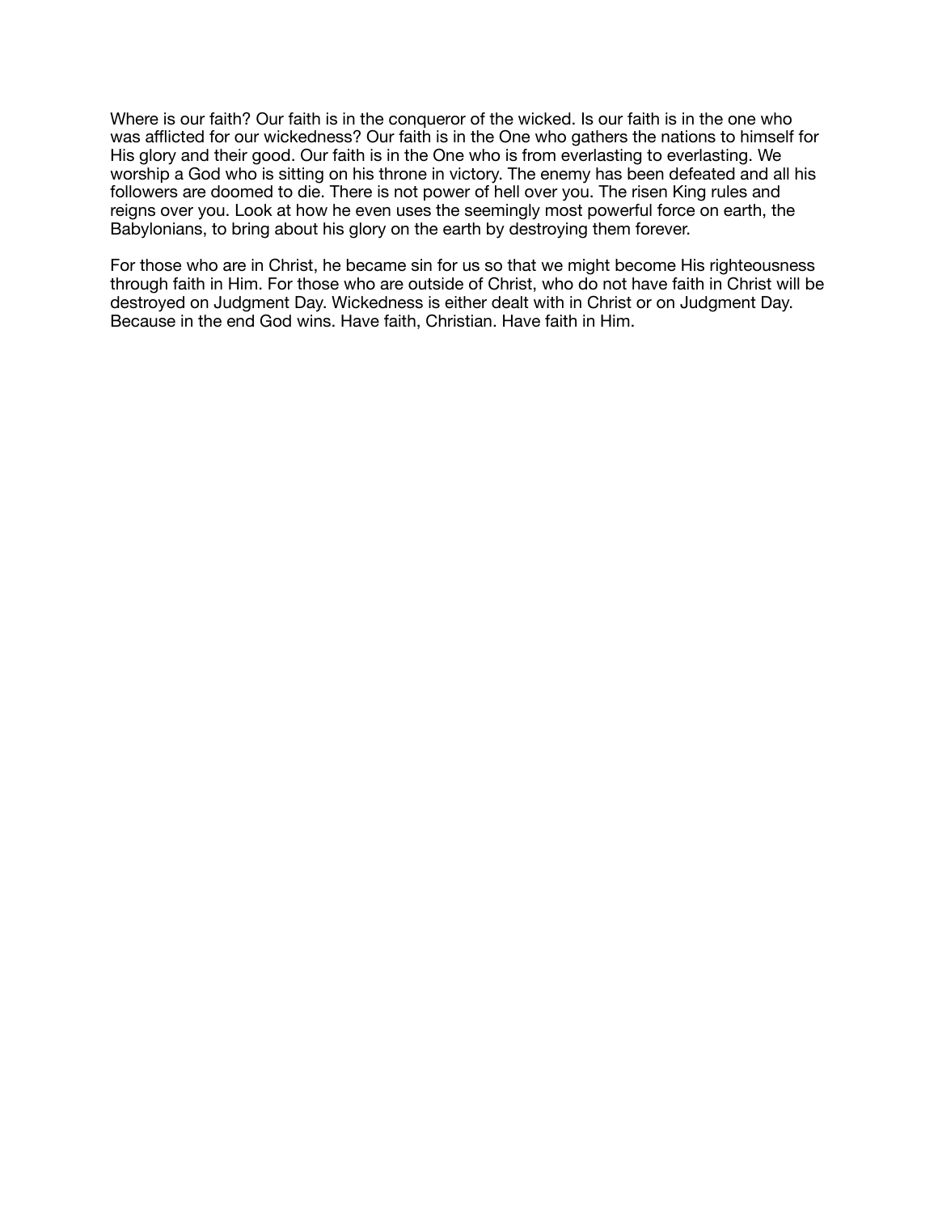Where is our faith? Our faith is in the conqueror of the wicked. Is our faith is in the one who was afflicted for our wickedness? Our faith is in the One who gathers the nations to himself for His glory and their good. Our faith is in the One who is from everlasting to everlasting. We worship a God who is sitting on his throne in victory. The enemy has been defeated and all his followers are doomed to die. There is not power of hell over you. The risen King rules and reigns over you. Look at how he even uses the seemingly most powerful force on earth, the Babylonians, to bring about his glory on the earth by destroying them forever.

For those who are in Christ, he became sin for us so that we might become His righteousness through faith in Him. For those who are outside of Christ, who do not have faith in Christ will be destroyed on Judgment Day. Wickedness is either dealt with in Christ or on Judgment Day. Because in the end God wins. Have faith, Christian. Have faith in Him.